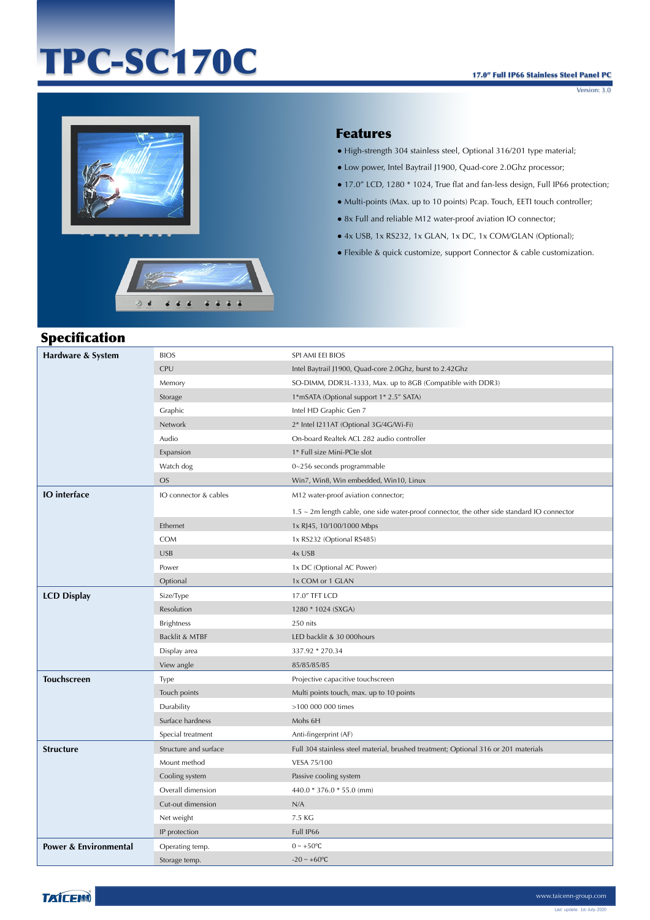# TPC-SC170C

**17.0" Full IP66 Stainless Steel Panel PC**

Version: 3.0

## Features

- High-strength 304 stainless steel, Optional 316/201 type material;
- Low power, Intel Baytrail J1900, Quad-core 2.0Ghz processor;
- 17.0" LCD, 1280 * 1024, True flat and fan-less design, Full IP66 protection;
- Multi-points (Max. up to 10 points) Pcap. Touch, EETI touch controller;
- 8x Full and reliable M12 water-proof aviation IO connector;
- 4x USB, 1x RS232, 1x GLAN, 1x DC, 1x COM/GLAN (Optional);
- Flexible & quick customize, support Connector & cable customization.

## Specification

| Category | Item | Specification |
|---|---|---|
| **Hardware & System** | BIOS | SPI AMI EEI BIOS |
| | CPU | Intel Baytrail J1900, Quad-core 2.0Ghz, burst to 2.42Ghz |
| | Memory | SO-DIMM, DDR3L-1333, Max. up to 8GB (Compatible with DDR3) |
| | Storage | 1*mSATA (Optional support 1* 2.5" SATA) |
| | Graphic | Intel HD Graphic Gen 7 |
| | Network | 2* Intel I211AT (Optional 3G/4G/Wi-Fi) |
| | Audio | On-board Realtek ACL 282 audio controller |
| | Expansion | 1* Full size Mini-PCIe slot |
| | Watch dog | 0~256 seconds programmable |
| | OS | Win7, Win8, Win embedded, Win10, Linux |
| **IO interface** | IO connector & cables | M12 water-proof aviation connector; |
| | | 1.5 ~ 2m length cable, one side water-proof connector, the other side standard IO connector |
| | Ethernet | 1x RJ45, 10/100/1000 Mbps |
| | COM | 1x RS232 (Optional RS485) |
| | USB | 4x USB |
| | Power | 1x DC (Optional AC Power) |
| | Optional | 1x COM or 1 GLAN |
| **LCD Display** | Size/Type | 17.0" TFT LCD |
| | Resolution | 1280 * 1024 (SXGA) |
| | Brightness | 250 nits |
| | Backlit & MTBF | LED backlit & 30 000hours |
| | Display area | 337.92 * 270.34 |
| | View angle | 85/85/85/85 |
| **Touchscreen** | Type | Projective capacitive touchscreen |
| | Touch points | Multi points touch, max. up to 10 points |
| | Durability | >100 000 000 times |
| | Surface hardness | Mohs 6H |
| | Special treatment | Anti-fingerprint (AF) |
| **Structure** | Structure and surface | Full 304 stainless steel material, brushed treatment; Optional 316 or 201 materials |
| | Mount method | VESA 75/100 |
| | Cooling system | Passive cooling system |
| | Overall dimension | 440.0 * 376.0 * 55.0 (mm) |
| | Cut-out dimension | N/A |
| | Net weight | 7.5 KG |
| | IP protection | Full IP66 |
| **Power & Environmental** | Operating temp. | 0 ~ +50℃ |
| | Storage temp. | -20 ~ +60℃ |

www.taicenn-group.com

Last update: 1st-July-2020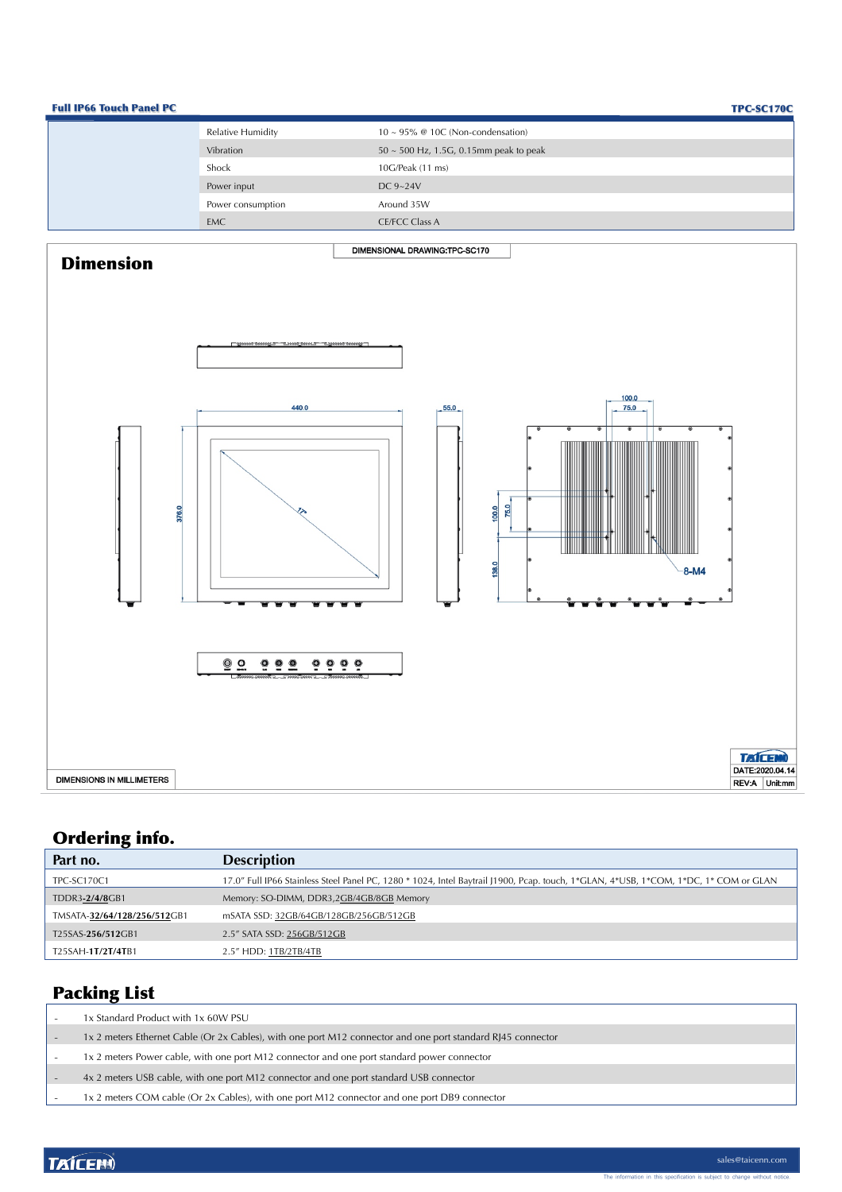| | |
|---|---|
| Relative Humidity | 10 ~ 95% @ 10C (Non-condensation) |
| Vibration | 50 ~ 500 Hz, 1.5G, 0.15mm peak to peak |
| Shock | 10G/Peak (11 ms) |
| Power input | DC 9~24V |
| Power consumption | Around 35W |
| EMC | CE/FCC Class A |

## Dimension

DIMENSIONAL DRAWING:TPC-SC170

440.0

378.0

17"

55.0

100.0

75.0

100.0

75.0

138.0

8-M4

DIMENSIONS IN MILLIMETERS

DATE:2020.04.14

REV:A

Unit:mm

## Ordering info.

| Part no. | Description |
|---|---|
| TPC-SC170C1 | 17.0" Full IP66 Stainless Steel Panel PC, 1280 * 1024, Intel Baytrail J1900, Pcap. touch, 1*GLAN, 4*USB, 1*COM, 1*DC, 1* COM or GLAN |
| TDDR3-**2/4/8**GB1 | Memory: SO-DIMM, DDR3,2GB/4GB/8GB Memory |
| TMSATA-**32/64/128/256/512**GB1 | mSATA SSD: 32GB/64GB/128GB/256GB/512GB |
| T25SAS-**256/512**GB1 | 2.5" SATA SSD: 256GB/512GB |
| T25SAH-**1T/2T/4T**B1 | 2.5" HDD: 1TB/2TB/4TB |

## Packing List

- 1x Standard Product with 1x 60W PSU
- 1x 2 meters Ethernet Cable (Or 2x Cables), with one port M12 connector and one port standard RJ45 connector
- 1x 2 meters Power cable, with one port M12 connector and one port standard power connector
- 4x 2 meters USB cable, with one port M12 connector and one port standard USB connector
- 1x 2 meters COM cable (Or 2x Cables), with one port M12 connector and one port DB9 connector

sales@taicenn.com

The information in this specification is subject to change without notice